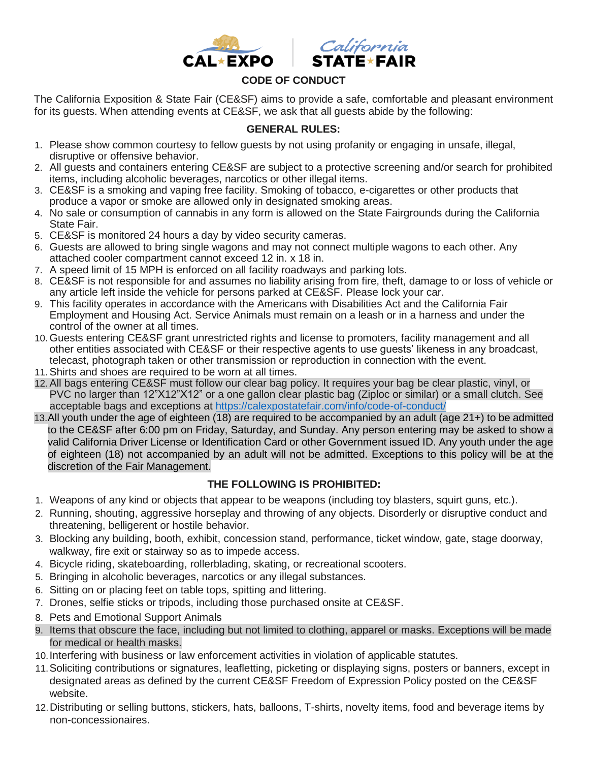CAL EXPO | California STATE FAIR

## CODE OF CONDUCT

The California Exposition & State Fair (CE&SF) aims to provide a safe, comfortable and pleasant environment for its guests. When attending events at CE&SF, we ask that all guests abide by the following:

### GENERAL RULES:

1. Please show common courtesy to fellow guests by not using profanity or engaging in unsafe, illegal, disruptive or offensive behavior.
2. All guests and containers entering CE&SF are subject to a protective screening and/or search for prohibited items, including alcoholic beverages, narcotics or other illegal items.
3. CE&SF is a smoking and vaping free facility. Smoking of tobacco, e-cigarettes or other products that produce a vapor or smoke are allowed only in designated smoking areas.
4. No sale or consumption of cannabis in any form is allowed on the State Fairgrounds during the California State Fair.
5. CE&SF is monitored 24 hours a day by video security cameras.
6. Guests are allowed to bring single wagons and may not connect multiple wagons to each other. Any attached cooler compartment cannot exceed 12 in. x 18 in.
7. A speed limit of 15 MPH is enforced on all facility roadways and parking lots.
8. CE&SF is not responsible for and assumes no liability arising from fire, theft, damage to or loss of vehicle or any article left inside the vehicle for persons parked at CE&SF. Please lock your car.
9. This facility operates in accordance with the Americans with Disabilities Act and the California Fair Employment and Housing Act. Service Animals must remain on a leash or in a harness and under the control of the owner at all times.
10. Guests entering CE&SF grant unrestricted rights and license to promoters, facility management and all other entities associated with CE&SF or their respective agents to use guests' likeness in any broadcast, telecast, photograph taken or other transmission or reproduction in connection with the event.
11. Shirts and shoes are required to be worn at all times.
12. All bags entering CE&SF must follow our clear bag policy. It requires your bag be clear plastic, vinyl, or PVC no larger than 12"X12"X12" or a one gallon clear plastic bag (Ziploc or similar) or a small clutch. See acceptable bags and exceptions at https://calexpostatefair.com/info/code-of-conduct/
13. All youth under the age of eighteen (18) are required to be accompanied by an adult (age 21+) to be admitted to the CE&SF after 6:00 pm on Friday, Saturday, and Sunday. Any person entering may be asked to show a valid California Driver License or Identification Card or other Government issued ID. Any youth under the age of eighteen (18) not accompanied by an adult will not be admitted. Exceptions to this policy will be at the discretion of the Fair Management.

### THE FOLLOWING IS PROHIBITED:

1. Weapons of any kind or objects that appear to be weapons (including toy blasters, squirt guns, etc.).
2. Running, shouting, aggressive horseplay and throwing of any objects. Disorderly or disruptive conduct and threatening, belligerent or hostile behavior.
3. Blocking any building, booth, exhibit, concession stand, performance, ticket window, gate, stage doorway, walkway, fire exit or stairway so as to impede access.
4. Bicycle riding, skateboarding, rollerblading, skating, or recreational scooters.
5. Bringing in alcoholic beverages, narcotics or any illegal substances.
6. Sitting on or placing feet on table tops, spitting and littering.
7. Drones, selfie sticks or tripods, including those purchased onsite at CE&SF.
8. Pets and Emotional Support Animals
9. Items that obscure the face, including but not limited to clothing, apparel or masks. Exceptions will be made for medical or health masks.
10. Interfering with business or law enforcement activities in violation of applicable statutes.
11. Soliciting contributions or signatures, leafletting, picketing or displaying signs, posters or banners, except in designated areas as defined by the current CE&SF Freedom of Expression Policy posted on the CE&SF website.
12. Distributing or selling buttons, stickers, hats, balloons, T-shirts, novelty items, food and beverage items by non-concessionaires.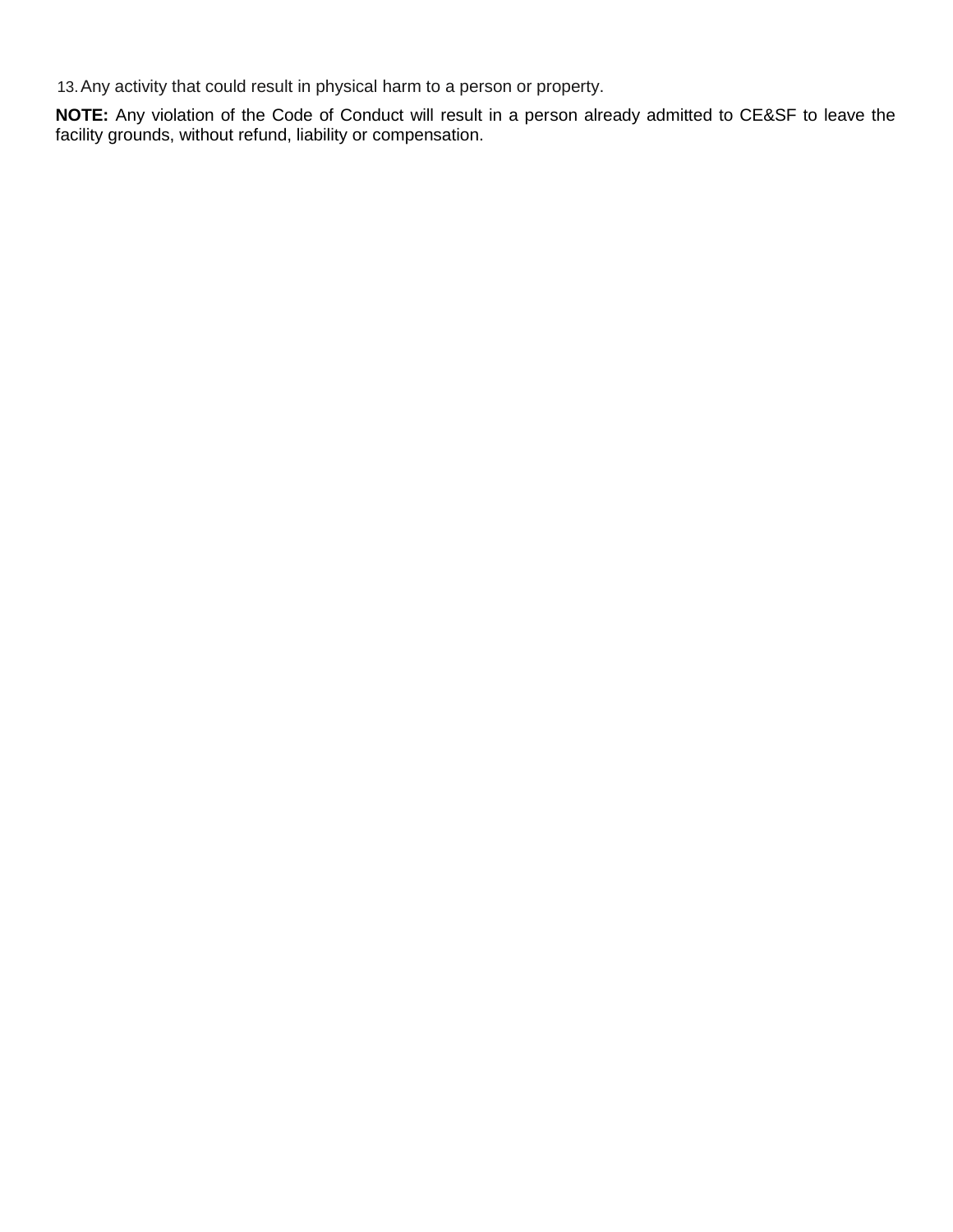13. Any activity that could result in physical harm to a person or property.

**NOTE:** Any violation of the Code of Conduct will result in a person already admitted to CE&SF to leave the facility grounds, without refund, liability or compensation.